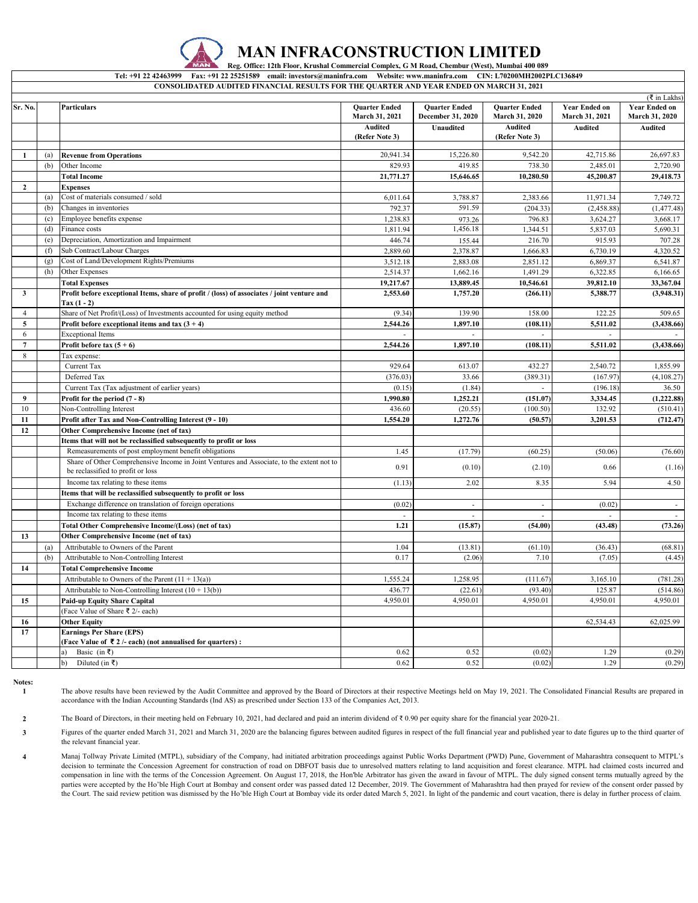# MAN INFRACONSTRUCTION LIMITED

Reg. Office: 12th Floor, Krushal Commercial Complex, G M Road, Chembur (West), Mumbai 400 089

Tel: +91 22 42463999 Fax: +91 22 25251589 email: investors@maninfra.com Website: www.maninfra.com CIN: L70200MH2002PLC136849

## CONSOLIDATED AUDITED FINANCIAL RESULTS FOR THE QUARTER AND YEAR ENDED ON MARCH 31, 2021

(₹ in Lakhs)

| Sr. No. | | Particulars | Quarter Ended March 31, 2021 | Quarter Ended December 31, 2020 | Quarter Ended March 31, 2020 | Year Ended on March 31, 2021 | Year Ended on March 31, 2020 |
|---|---|---|---|---|---|---|---|
| | | | Audited (Refer Note 3) | Unaudited | Audited (Refer Note 3) | Audited | Audited |
| 1 | (a) | **Revenue from Operations** | 20,941.34 | 15,226.80 | 9,542.20 | 42,715.86 | 26,697.83 |
| | (b) | Other Income | 829.93 | 419.85 | 738.30 | 2,485.01 | 2,720.90 |
| | | **Total Income** | **21,771.27** | **15,646.65** | **10,280.50** | **45,200.87** | **29,418.73** |
| 2 | | **Expenses** | | | | | |
| | (a) | Cost of materials consumed / sold | 6,011.64 | 3,788.87 | 2,383.66 | 11,971.34 | 7,749.72 |
| | (b) | Changes in inventories | 792.37 | 591.59 | (204.33) | (2,458.88) | (1,477.48) |
| | (c) | Employee benefits expense | 1,238.83 | 973.26 | 796.83 | 3,624.27 | 3,668.17 |
| | (d) | Finance costs | 1,811.94 | 1,456.18 | 1,344.51 | 5,837.03 | 5,690.31 |
| | (e) | Depreciation, Amortization and Impairment | 446.74 | 155.44 | 216.70 | 915.93 | 707.28 |
| | (f) | Sub Contract/Labour Charges | 2,889.60 | 2,378.87 | 1,666.83 | 6,730.19 | 4,320.52 |
| | (g) | Cost of Land/Development Rights/Premiums | 3,512.18 | 2,883.08 | 2,851.12 | 6,869.37 | 6,541.87 |
| | (h) | Other Expenses | 2,514.37 | 1,662.16 | 1,491.29 | 6,322.85 | 6,166.65 |
| | | **Total Expenses** | **19,217.67** | **13,889.45** | **10,546.61** | **39,812.10** | **33,367.04** |
| 3 | | **Profit before exceptional Items, share of profit / (loss) of associates / joint venture and Tax (1 - 2)** | **2,553.60** | **1,757.20** | **(266.11)** | **5,388.77** | **(3,948.31)** |
| 4 | | Share of Net Profit/(Loss) of Investments accounted for using equity method | (9.34) | 139.90 | 158.00 | 122.25 | 509.65 |
| 5 | | **Profit before exceptional items and tax (3 + 4)** | **2,544.26** | **1,897.10** | **(108.11)** | **5,511.02** | **(3,438.66)** |
| 6 | | Exceptional Items | - | - | - | - | - |
| 7 | | **Profit before tax (5 + 6)** | **2,544.26** | **1,897.10** | **(108.11)** | **5,511.02** | **(3,438.66)** |
| 8 | | Tax expense: | | | | | |
| | | Current Tax | 929.64 | 613.07 | 432.27 | 2,540.72 | 1,855.99 |
| | | Deferred Tax | (376.03) | 33.66 | (389.31) | (167.97) | (4,108.27) |
| | | Current Tax (Tax adjustment of earlier years) | (0.15) | (1.84) | - | (196.18) | 36.50 |
| 9 | | **Profit for the period (7 - 8)** | **1,990.80** | **1,252.21** | **(151.07)** | **3,334.45** | **(1,222.88)** |
| 10 | | Non-Controlling Interest | 436.60 | (20.55) | (100.50) | 132.92 | (510.41) |
| 11 | | **Profit after Tax and Non-Controlling Interest (9 - 10)** | **1,554.20** | **1,272.76** | **(50.57)** | **3,201.53** | **(712.47)** |
| 12 | | **Other Comprehensive Income (net of tax)** | | | | | |
| | | **Items that will not be reclassified subsequently to profit or loss** | | | | | |
| | | Remeasurements of post employment benefit obligations | 1.45 | (17.79) | (60.25) | (50.06) | (76.60) |
| | | Share of Other Comprehensive Income in Joint Ventures and Associate, to the extent not to be reclassified to profit or loss | 0.91 | (0.10) | (2.10) | 0.66 | (1.16) |
| | | Income tax relating to these items | (1.13) | 2.02 | 8.35 | 5.94 | 4.50 |
| | | **Items that will be reclassified subsequently to profit or loss** | | | | | |
| | | Exchange difference on translation of foreign operations | (0.02) | - | - | (0.02) | - |
| | | Income tax relating to these items | - | - | - | - | - |
| | | **Total Other Comprehensive Income/(Loss) (net of tax)** | **1.21** | **(15.87)** | **(54.00)** | **(43.48)** | **(73.26)** |
| 13 | | **Other Comprehensive Income (net of tax)** | | | | | |
| | (a) | Attributable to Owners of the Parent | 1.04 | (13.81) | (61.10) | (36.43) | (68.81) |
| | (b) | Attributable to Non-Controlling Interest | 0.17 | (2.06) | 7.10 | (7.05) | (4.45) |
| 14 | | **Total Comprehensive Income** | | | | | |
| | | Attributable to Owners of the Parent (11 + 13(a)) | 1,555.24 | 1,258.95 | (111.67) | 3,165.10 | (781.28) |
| | | Attributable to Non-Controlling Interest (10 + 13(b)) | 436.77 | (22.61) | (93.40) | 125.87 | (514.86) |
| 15 | | **Paid-up Equity Share Capital** | 4,950.01 | 4,950.01 | 4,950.01 | 4,950.01 | 4,950.01 |
| | | (Face Value of Share ₹ 2/- each) | | | | | |
| 16 | | **Other Equity** | | | | 62,534.43 | 62,025.99 |
| 17 | | **Earnings Per Share (EPS)** **(Face Value of ₹ 2 /- each) (not annualised for quarters) :** | | | | | |
| | | a) Basic (in ₹) | 0.62 | 0.52 | (0.02) | 1.29 | (0.29) |
| | | b) Diluted (in ₹) | 0.62 | 0.52 | (0.02) | 1.29 | (0.29) |

**Notes:**

1. The above results have been reviewed by the Audit Committee and approved by the Board of Directors at their respective Meetings held on May 19, 2021. The Consolidated Financial Results are prepared in accordance with the Indian Accounting Standards (Ind AS) as prescribed under Section 133 of the Companies Act, 2013.

2. The Board of Directors, in their meeting held on February 10, 2021, had declared and paid an interim dividend of ₹ 0.90 per equity share for the financial year 2020-21.

3. Figures of the quarter ended March 31, 2021 and March 31, 2020 are the balancing figures between audited figures in respect of the full financial year and published year to date figures up to the third quarter of the relevant financial year.

4. Manaj Tollway Private Limited (MTPL), subsidiary of the Company, had initiated arbitration proceedings against Public Works Department (PWD) Pune, Government of Maharashtra consequent to MTPL's decision to terminate the Concession Agreement for construction of road on DBFOT basis due to unresolved matters relating to land acquisition and forest clearance. MTPL had claimed costs incurred and compensation in line with the terms of the Concession Agreement. On August 17, 2018, the Hon'ble Arbitrator has given the award in favour of MTPL. The duly signed consent terms mutually agreed by the parties were accepted by the Ho'ble High Court at Bombay and consent order was passed dated 12 December, 2019. The Government of Maharashtra had then prayed for review of the consent order passed by the Court. The said review petition was dismissed by the Ho'ble High Court at Bombay vide its order dated March 5, 2021. In light of the pandemic and court vacation, there is delay in further process of claim.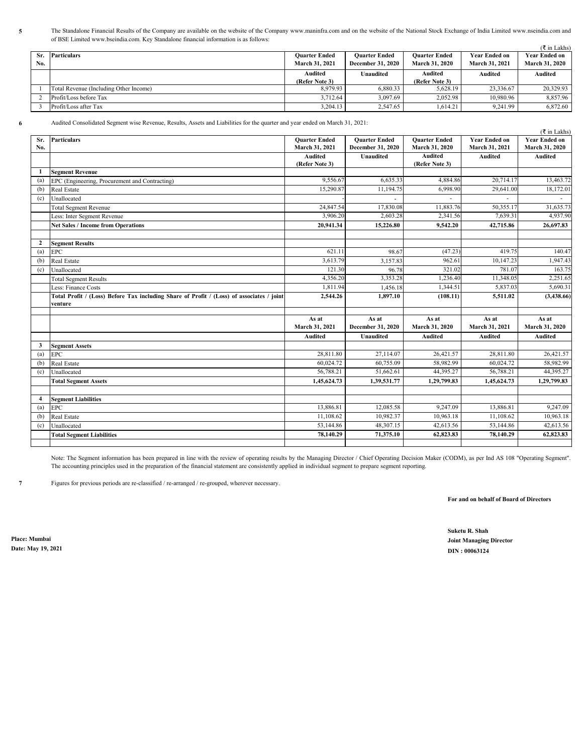**5** The Standalone Financial Results of the Company are available on the website of the Company www.maninfra.com and on the website of the National Stock Exchange of India Limited www.nseindia.com and of BSE Limited www.bseindia.com. Key Standalone financial information is as follows:

(₹ in Lakhs)

| Sr. No. | Particulars | Quarter Ended March 31, 2021 | Quarter Ended December 31, 2020 | Quarter Ended March 31, 2020 | Year Ended on March 31, 2021 | Year Ended on March 31, 2020 |
|---|---|---|---|---|---|---|
| | | Audited (Refer Note 3) | Unaudited | Audited (Refer Note 3) | Audited | Audited |
| 1 | Total Revenue (Including Other Income) | 8,979.93 | 6,880.33 | 5,628.19 | 23,336.67 | 20,329.93 |
| 2 | Profit/Loss before Tax | 3,712.64 | 3,097.69 | 2,052.98 | 10,980.96 | 8,857.96 |
| 3 | Profit/Loss after Tax | 3,204.13 | 2,547.65 | 1,614.21 | 9,241.99 | 6,872.60 |

**6** Audited Consolidated Segment wise Revenue, Results, Assets and Liabilities for the quarter and year ended on March 31, 2021:

(₹ in Lakhs)

| Sr. No. | Particulars | Quarter Ended March 31, 2021 | Quarter Ended December 31, 2020 | Quarter Ended March 31, 2020 | Year Ended on March 31, 2021 | Year Ended on March 31, 2020 |
|---|---|---|---|---|---|---|
| | | Audited (Refer Note 3) | Unaudited | Audited (Refer Note 3) | Audited | Audited |
| **1** | **Segment Revenue** | | | | | |
| (a) | EPC (Engineering, Procurement and Contracting) | 9,556.67 | 6,635.33 | 4,884.86 | 20,714.17 | 13,463.72 |
| (b) | Real Estate | 15,290.87 | 11,194.75 | 6,998.90 | 29,641.00 | 18,172.01 |
| (c) | Unallocated | - | - | - | - | - |
| | Total Segment Revenue | 24,847.54 | 17,830.08 | 11,883.76 | 50,355.17 | 31,635.73 |
| | Less: Inter Segment Revenue | 3,906.20 | 2,603.28 | 2,341.56 | 7,639.31 | 4,937.90 |
| | **Net Sales / Income from Operations** | **20,941.34** | **15,226.80** | **9,542.20** | **42,715.86** | **26,697.83** |
| | | | | | | |
| **2** | **Segment Results** | | | | | |
| (a) | EPC | 621.11 | 98.67 | (47.23) | 419.75 | 140.47 |
| (b) | Real Estate | 3,613.79 | 3,157.83 | 962.61 | 10,147.23 | 1,947.43 |
| (c) | Unallocated | 121.30 | 96.78 | 321.02 | 781.07 | 163.75 |
| | Total Segment Results | 4,356.20 | 3,353.28 | 1,236.40 | 11,348.05 | 2,251.65 |
| | Less: Finance Costs | 1,811.94 | 1,456.18 | 1,344.51 | 5,837.03 | 5,690.31 |
| | **Total Profit / (Loss) Before Tax including Share of Profit / (Loss) of associates / joint venture** | **2,544.26** | **1,897.10** | **(108.11)** | **5,511.02** | **(3,438.66)** |
| | | | | | | |
| | | **As at March 31, 2021** | **As at December 31, 2020** | **As at March 31, 2020** | **As at March 31, 2021** | **As at March 31, 2020** |
| | | **Audited** | **Unaudited** | **Audited** | **Audited** | **Audited** |
| **3** | **Segment Assets** | | | | | |
| (a) | EPC | 28,811.80 | 27,114.07 | 26,421.57 | 28,811.80 | 26,421.57 |
| (b) | Real Estate | 60,024.72 | 60,755.09 | 58,982.99 | 60,024.72 | 58,982.99 |
| (c) | Unallocated | 56,788.21 | 51,662.61 | 44,395.27 | 56,788.21 | 44,395.27 |
| | **Total Segment Assets** | **1,45,624.73** | **1,39,531.77** | **1,29,799.83** | **1,45,624.73** | **1,29,799.83** |
| | | | | | | |
| **4** | **Segment Liabilities** | | | | | |
| (a) | EPC | 13,886.81 | 12,085.58 | 9,247.09 | 13,886.81 | 9,247.09 |
| (b) | Real Estate | 11,108.62 | 10,982.37 | 10,963.18 | 11,108.62 | 10,963.18 |
| (c) | Unallocated | 53,144.86 | 48,307.15 | 42,613.56 | 53,144.86 | 42,613.56 |
| | **Total Segment Liabilities** | **78,140.29** | **71,375.10** | **62,823.83** | **78,140.29** | **62,823.83** |

Note: The Segment information has been prepared in line with the review of operating results by the Managing Director / Chief Operating Decision Maker (CODM), as per Ind AS 108 "Operating Segment". The accounting principles used in the preparation of the financial statement are consistently applied in individual segment to prepare segment reporting.

**7** Figures for previous periods are re-classified / re-arranged / re-grouped, wherever necessary.

**For and on behalf of Board of Directors**

**Suketu R. Shah**
**Joint Managing Director**
**DIN : 00063124**

**Place: Mumbai**
**Date: May 19, 2021**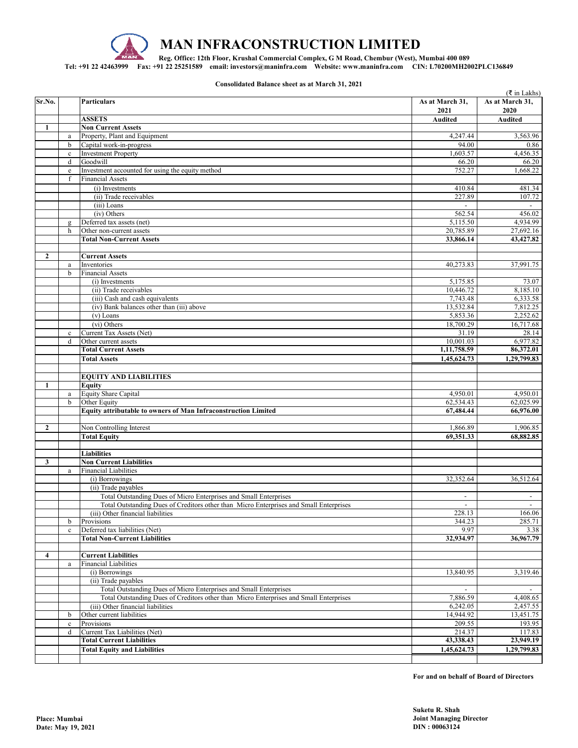# MAN INFRACONSTRUCTION LIMITED

**Reg. Office: 12th Floor, Krushal Commercial Complex, G M Road, Chembur (West), Mumbai 400 089**

**Tel: +91 22 42463999 Fax: +91 22 25251589 email: investors@maninfra.com Website: www.maninfra.com CIN: L70200MH2002PLC136849**

**Consolidated Balance sheet as at March 31, 2021**

(₹ in Lakhs)

| Sr.No. | | Particulars | As at March 31, 2021 | As at March 31, 2020 |
|---|---|---|---|---|
| | | **ASSETS** | **Audited** | **Audited** |
| **1** | | **Non Current Assets** | | |
| | a | Property, Plant and Equipment | 4,247.44 | 3,563.96 |
| | b | Capital work-in-progress | 94.00 | 0.86 |
| | c | Investment Property | 1,603.57 | 4,456.35 |
| | d | Goodwill | 66.20 | 66.20 |
| | e | Investment accounted for using the equity method | 752.27 | 1,668.22 |
| | f | Financial Assets | | |
| | | (i) Investments | 410.84 | 481.34 |
| | | (ii) Trade receivables | 227.89 | 107.72 |
| | | (iii) Loans | - | - |
| | | (iv) Others | 562.54 | 456.02 |
| | g | Deferred tax assets (net) | 5,115.50 | 4,934.99 |
| | h | Other non-current assets | 20,785.89 | 27,692.16 |
| | | **Total Non-Current Assets** | **33,866.14** | **43,427.82** |
| | | | | |
| **2** | | **Current Assets** | | |
| | a | Inventories | 40,273.83 | 37,991.75 |
| | b | Financial Assets | | |
| | | (i) Investments | 5,175.85 | 73.07 |
| | | (ii) Trade receivables | 10,446.72 | 8,185.10 |
| | | (iii) Cash and cash equivalents | 7,743.48 | 6,333.58 |
| | | (iv) Bank balances other than (iii) above | 13,532.84 | 7,812.25 |
| | | (v) Loans | 5,853.36 | 2,252.62 |
| | | (vi) Others | 18,700.29 | 16,717.68 |
| | c | Current Tax Assets (Net) | 31.19 | 28.14 |
| | d | Other current assets | 10,001.03 | 6,977.82 |
| | | **Total Current Assets** | **1,11,758.59** | **86,372.01** |
| | | **Total Assets** | **1,45,624.73** | **1,29,799.83** |
| | | | | |
| | | **EQUITY AND LIABILITIES** | | |
| **1** | | **Equity** | | |
| | a | Equity Share Capital | 4,950.01 | 4,950.01 |
| | b | Other Equity | 62,534.43 | 62,025.99 |
| | | **Equity attributable to owners of Man Infraconstruction Limited** | **67,484.44** | **66,976.00** |
| | | | | |
| **2** | | Non Controlling Interest | 1,866.89 | 1,906.85 |
| | | **Total Equity** | **69,351.33** | **68,882.85** |
| | | | | |
| | | **Liabilities** | | |
| **3** | | **Non Current Liabilities** | | |
| | a | Financial Liabilities | | |
| | | (i) Borrowings | 32,352.64 | 36,512.64 |
| | | (ii) Trade payables | | |
| | | Total Outstanding Dues of Micro Enterprises and Small Enterprises | - | - |
| | | Total Outstanding Dues of Creditors other than Micro Enterprises and Small Enterprises | - | - |
| | | (iii) Other financial liabilities | 228.13 | 166.06 |
| | b | Provisions | 344.23 | 285.71 |
| | c | Deferred tax liabilities (Net) | 9.97 | 3.38 |
| | | **Total Non-Current Liabilities** | **32,934.97** | **36,967.79** |
| | | | | |
| **4** | | **Current Liabilities** | | |
| | a | Financial Liabilities | | |
| | | (i) Borrowings | 13,840.95 | 3,319.46 |
| | | (ii) Trade payables | | |
| | | Total Outstanding Dues of Micro Enterprises and Small Enterprises | - | - |
| | | Total Outstanding Dues of Creditors other than Micro Enterprises and Small Enterprises | 7,886.59 | 4,408.65 |
| | | (iii) Other financial liabilities | 6,242.05 | 2,457.55 |
| | b | Other current liabilities | 14,944.92 | 13,451.75 |
| | c | Provisions | 209.55 | 193.95 |
| | d | Current Tax Liabilities (Net) | 214.37 | 117.83 |
| | | **Total Current Liabilities** | **43,338.43** | **23,949.19** |
| | | **Total Equity and Liabilities** | **1,45,624.73** | **1,29,799.83** |

**For and on behalf of Board of Directors**

**Place: Mumbai**
**Date: May 19, 2021**

**Suketu R. Shah**
**Joint Managing Director**
**DIN : 00063124**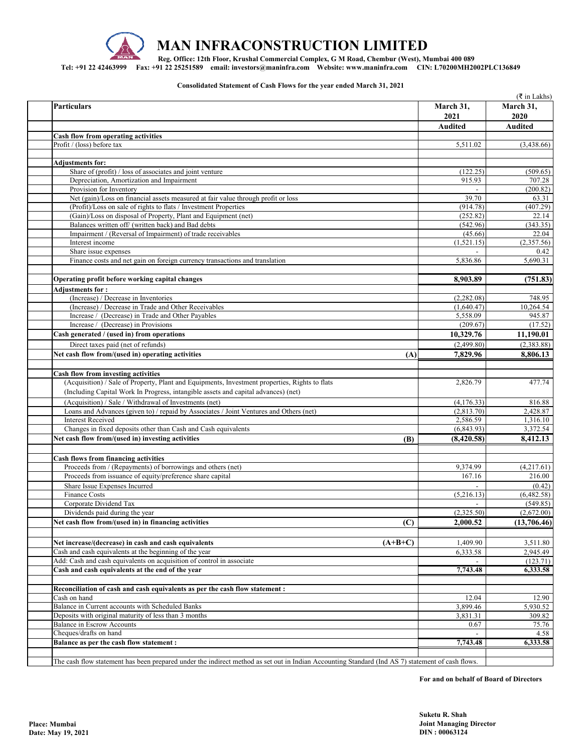# MAN INFRACONSTRUCTION LIMITED

**Reg. Office: 12th Floor, Krushal Commercial Complex, G M Road, Chembur (West), Mumbai 400 089**

**Tel: +91 22 42463999 Fax: +91 22 25251589 email: investors@maninfra.com Website: www.maninfra.com CIN: L70200MH2002PLC136849**

**Consolidated Statement of Cash Flows for the year ended March 31, 2021**

(₹ in Lakhs)

| Particulars | | March 31, 2021 | March 31, 2020 |
|---|---|---|---|
| | | **Audited** | **Audited** |
| **Cash flow from operating activities** | | | |
| Profit / (loss) before tax | | 5,511.02 | (3,438.66) |
| **Adjustments for:** | | | |
| Share of (profit) / loss of associates and joint venture | | (122.25) | (509.65) |
| Depreciation, Amortization and Impairment | | 915.93 | 707.28 |
| Provision for Inventory | | - | (200.82) |
| Net (gain)/Loss on financial assets measured at fair value through profit or loss | | 39.70 | 63.31 |
| (Profit)/Loss on sale of rights to flats / Investment Properties | | (914.78) | (407.29) |
| (Gain)/Loss on disposal of Property, Plant and Equipment (net) | | (252.82) | 22.14 |
| Balances written off/ (written back) and Bad debts | | (542.96) | (343.35) |
| Impairment / (Reversal of Impairment) of trade receivables | | (45.66) | 22.04 |
| Interest income | | (1,521.15) | (2,357.56) |
| Share issue expenses | | - | 0.42 |
| Finance costs and net gain on foreign currency transactions and translation | | 5,836.86 | 5,690.31 |
| **Operating profit before working capital changes** | | **8,903.89** | **(751.83)** |
| **Adjustments for :** | | | |
| (Increase) / Decrease in Inventories | | (2,282.08) | 748.95 |
| (Increase) / Decrease in Trade and Other Receivables | | (1,640.47) | 10,264.54 |
| Increase / (Decrease) in Trade and Other Payables | | 5,558.09 | 945.87 |
| Increase / (Decrease) in Provisions | | (209.67) | (17.52) |
| **Cash generated / (used in) from operations** | | **10,329.76** | **11,190.01** |
| Direct taxes paid (net of refunds) | | (2,499.80) | (2,383.88) |
| **Net cash flow from/(used in) operating activities** | **(A)** | **7,829.96** | **8,806.13** |
| **Cash flow from investing activities** | | | |
| (Acquisition) / Sale of Property, Plant and Equipments, Investment properties, Rights to flats (Including Capital Work In Progress, intangible assets and capital advances) (net) | | 2,826.79 | 477.74 |
| (Acquisition) / Sale / Withdrawal of Investments (net) | | (4,176.33) | 816.88 |
| Loans and Advances (given to) / repaid by Associates / Joint Ventures and Others (net) | | (2,813.70) | 2,428.87 |
| Interest Received | | 2,586.59 | 1,316.10 |
| Changes in fixed deposits other than Cash and Cash equivalents | | (6,843.93) | 3,372.54 |
| **Net cash flow from/(used in) investing activities** | **(B)** | **(8,420.58)** | **8,412.13** |
| **Cash flows from financing activities** | | | |
| Proceeds from / (Repayments) of borrowings and others (net) | | 9,374.99 | (4,217.61) |
| Proceeds from issuance of equity/preference share capital | | 167.16 | 216.00 |
| Share Issue Expenses Incurred | | - | (0.42) |
| Finance Costs | | (5,216.13) | (6,482.58) |
| Corporate Dividend Tax | | - | (549.85) |
| Dividends paid during the year | | (2,325.50) | (2,672.00) |
| **Net cash flow from/(used in) in financing activities** | **(C)** | **2,000.52** | **(13,706.46)** |
| **Net increase/(decrease) in cash and cash equivalents** | **(A+B+C)** | 1,409.90 | 3,511.80 |
| Cash and cash equivalents at the beginning of the year | | 6,333.58 | 2,945.49 |
| Add: Cash and cash equivalents on acquisition of control in associate | | - | (123.71) |
| **Cash and cash equivalents at the end of the year** | | **7,743.48** | **6,333.58** |
| **Reconciliation of cash and cash equivalents as per the cash flow statement :** | | | |
| Cash on hand | | 12.04 | 12.90 |
| Balance in Current accounts with Scheduled Banks | | 3,899.46 | 5,930.52 |
| Deposits with original maturity of less than 3 months | | 3,831.31 | 309.82 |
| Balance in Escrow Accounts | | 0.67 | 75.76 |
| Cheques/drafts on hand | | - | 4.58 |
| **Balance as per the cash flow statement :** | | **7,743.48** | **6,333.58** |

The cash flow statement has been prepared under the indirect method as set out in Indian Accounting Standard (Ind AS 7) statement of cash flows.

**For and on behalf of Board of Directors**

**Suketu R. Shah**
**Joint Managing Director**
**DIN : 00063124**

**Place: Mumbai**
**Date: May 19, 2021**